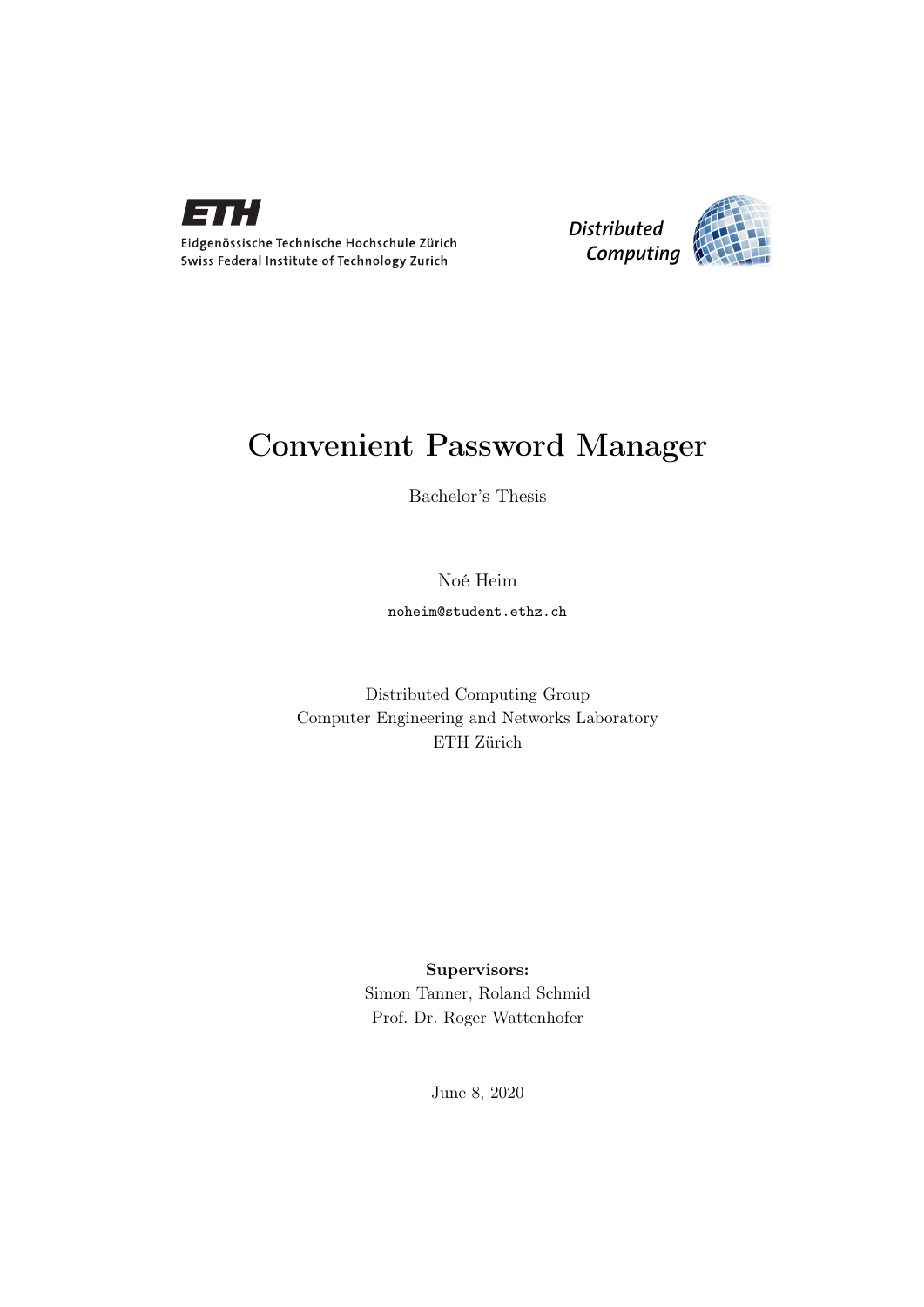ETH

Eidgenössische Technische Hochschule Zürich
Swiss Federal Institute of Technology Zurich

*Distributed Computing*

# Convenient Password Manager

Bachelor's Thesis

Noé Heim

noheim@student.ethz.ch

Distributed Computing Group
Computer Engineering and Networks Laboratory
ETH Zürich

**Supervisors:**
Simon Tanner, Roland Schmid
Prof. Dr. Roger Wattenhofer

June 8, 2020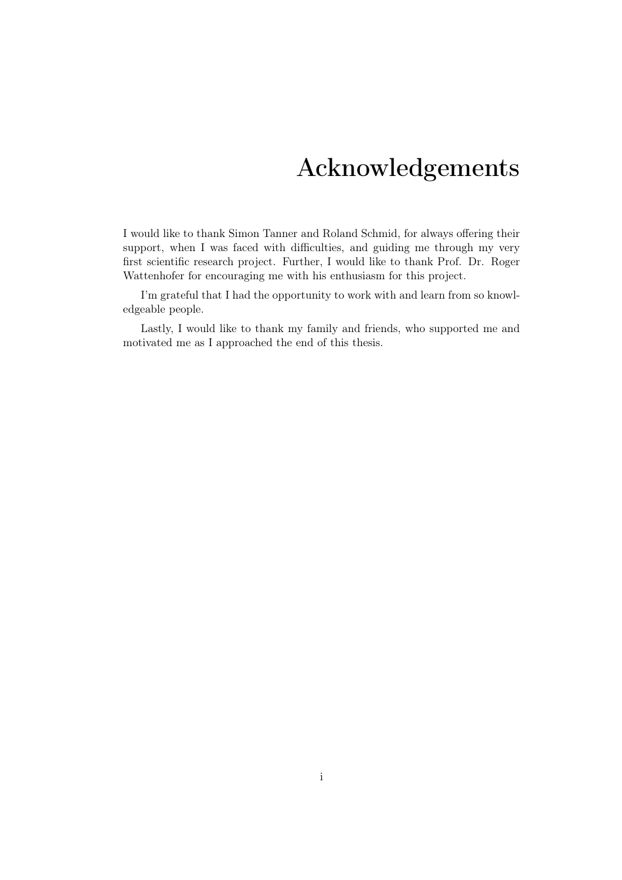# Acknowledgements

I would like to thank Simon Tanner and Roland Schmid, for always offering their support, when I was faced with difficulties, and guiding me through my very first scientific research project. Further, I would like to thank Prof. Dr. Roger Wattenhofer for encouraging me with his enthusiasm for this project.

I'm grateful that I had the opportunity to work with and learn from so knowledgeable people.

Lastly, I would like to thank my family and friends, who supported me and motivated me as I approached the end of this thesis.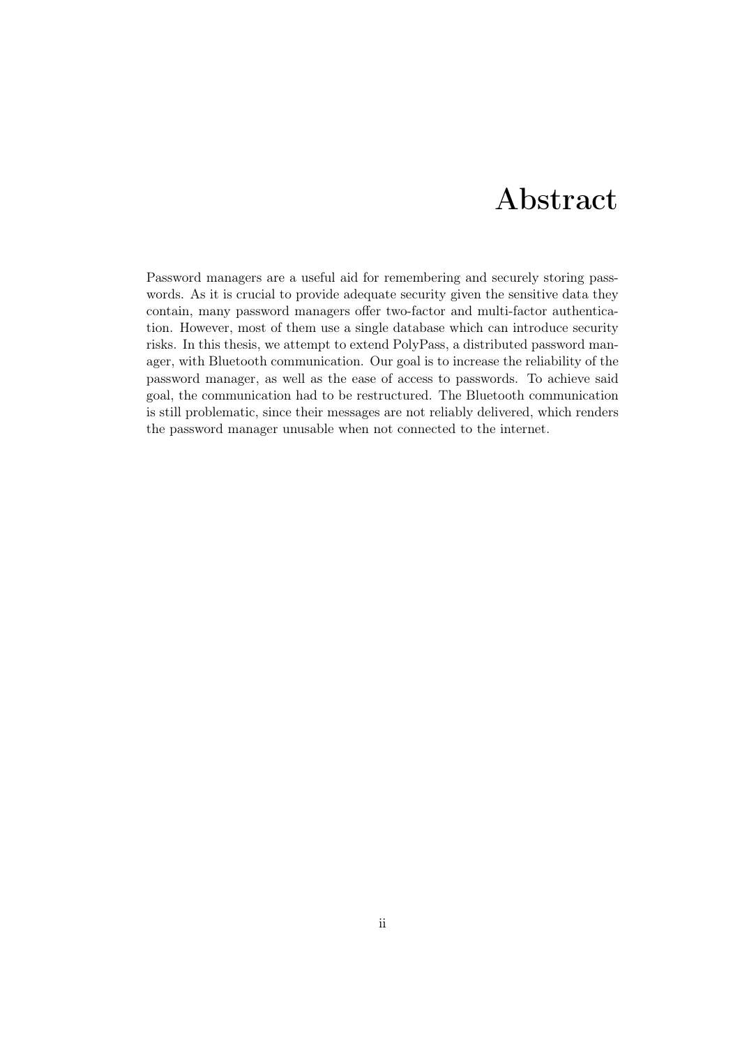# Abstract

Password managers are a useful aid for remembering and securely storing passwords. As it is crucial to provide adequate security given the sensitive data they contain, many password managers offer two-factor and multi-factor authentication. However, most of them use a single database which can introduce security risks. In this thesis, we attempt to extend PolyPass, a distributed password manager, with Bluetooth communication. Our goal is to increase the reliability of the password manager, as well as the ease of access to passwords. To achieve said goal, the communication had to be restructured. The Bluetooth communication is still problematic, since their messages are not reliably delivered, which renders the password manager unusable when not connected to the internet.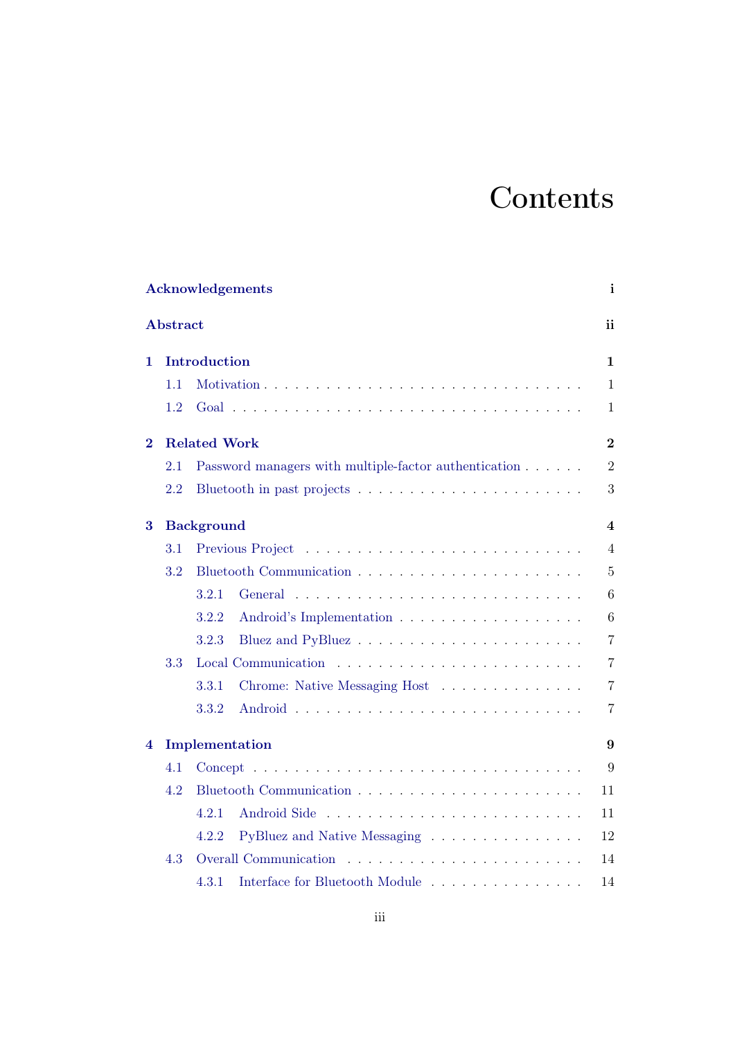# Contents

**Acknowledgements** **i**

**Abstract** **ii**

**1 Introduction** **1**

- 1.1 Motivation . . . . . . . . . . . . . . . . . . . . . . . . . . . . . . 1
- 1.2 Goal . . . . . . . . . . . . . . . . . . . . . . . . . . . . . . . . . 1

**2 Related Work** **2**

- 2.1 Password managers with multiple-factor authentication . . . . . . 2
- 2.2 Bluetooth in past projects . . . . . . . . . . . . . . . . . . . . . 3

**3 Background** **4**

- 3.1 Previous Project . . . . . . . . . . . . . . . . . . . . . . . . . . 4
- 3.2 Bluetooth Communication . . . . . . . . . . . . . . . . . . . . . 5
  - 3.2.1 General . . . . . . . . . . . . . . . . . . . . . . . . . . . 6
  - 3.2.2 Android's Implementation . . . . . . . . . . . . . . . . . 6
  - 3.2.3 Bluez and PyBluez . . . . . . . . . . . . . . . . . . . . . 7
- 3.3 Local Communication . . . . . . . . . . . . . . . . . . . . . . . 7
  - 3.3.1 Chrome: Native Messaging Host . . . . . . . . . . . . . . 7
  - 3.3.2 Android . . . . . . . . . . . . . . . . . . . . . . . . . . . 7

**4 Implementation** **9**

- 4.1 Concept . . . . . . . . . . . . . . . . . . . . . . . . . . . . . . . 9
- 4.2 Bluetooth Communication . . . . . . . . . . . . . . . . . . . . . 11
  - 4.2.1 Android Side . . . . . . . . . . . . . . . . . . . . . . . . 11
  - 4.2.2 PyBluez and Native Messaging . . . . . . . . . . . . . . . 12
- 4.3 Overall Communication . . . . . . . . . . . . . . . . . . . . . . 14
  - 4.3.1 Interface for Bluetooth Module . . . . . . . . . . . . . . . 14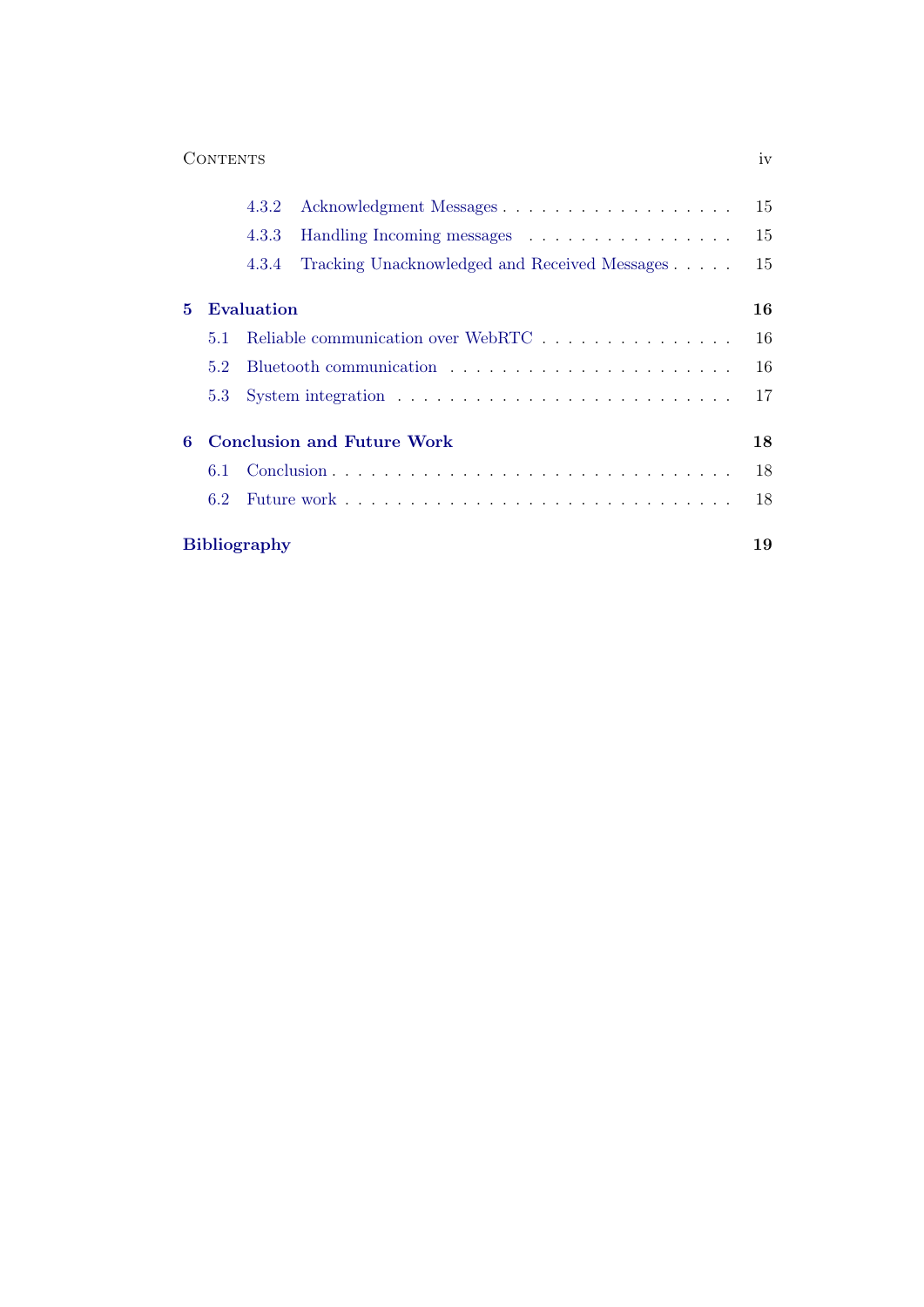- 4.3.2 Acknowledgment Messages . . . . . . . . . . . . . . . . . . 15
- 4.3.3 Handling Incoming messages . . . . . . . . . . . . . . . . 15
- 4.3.4 Tracking Unacknowledged and Received Messages . . . . . 15

**5 Evaluation** **16**

- 5.1 Reliable communication over WebRTC . . . . . . . . . . . . . . . 16
- 5.2 Bluetooth communication . . . . . . . . . . . . . . . . . . . . . 16
- 5.3 System integration . . . . . . . . . . . . . . . . . . . . . . . . 17

**6 Conclusion and Future Work** **18**

- 6.1 Conclusion . . . . . . . . . . . . . . . . . . . . . . . . . . . . 18
- 6.2 Future work . . . . . . . . . . . . . . . . . . . . . . . . . . . 18

**Bibliography** **19**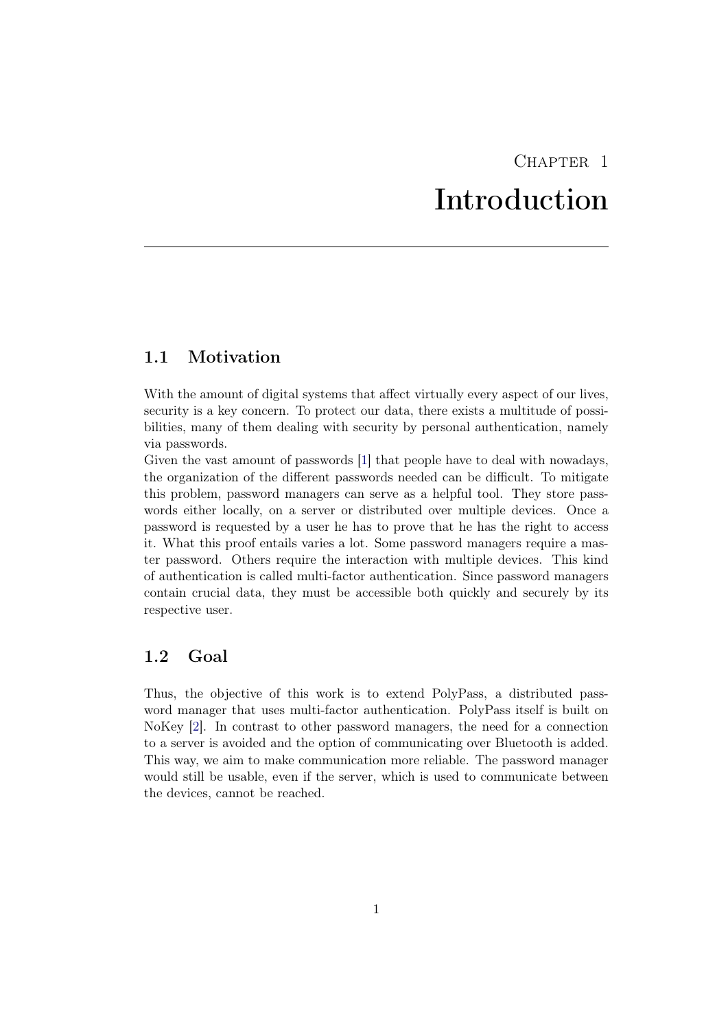# Chapter 1
# Introduction

## 1.1 Motivation

With the amount of digital systems that affect virtually every aspect of our lives, security is a key concern. To protect our data, there exists a multitude of possibilities, many of them dealing with security by personal authentication, namely via passwords.
Given the vast amount of passwords [1] that people have to deal with nowadays, the organization of the different passwords needed can be difficult. To mitigate this problem, password managers can serve as a helpful tool. They store passwords either locally, on a server or distributed over multiple devices. Once a password is requested by a user he has to prove that he has the right to access it. What this proof entails varies a lot. Some password managers require a master password. Others require the interaction with multiple devices. This kind of authentication is called multi-factor authentication. Since password managers contain crucial data, they must be accessible both quickly and securely by its respective user.

## 1.2 Goal

Thus, the objective of this work is to extend PolyPass, a distributed password manager that uses multi-factor authentication. PolyPass itself is built on NoKey [2]. In contrast to other password managers, the need for a connection to a server is avoided and the option of communicating over Bluetooth is added. This way, we aim to make communication more reliable. The password manager would still be usable, even if the server, which is used to communicate between the devices, cannot be reached.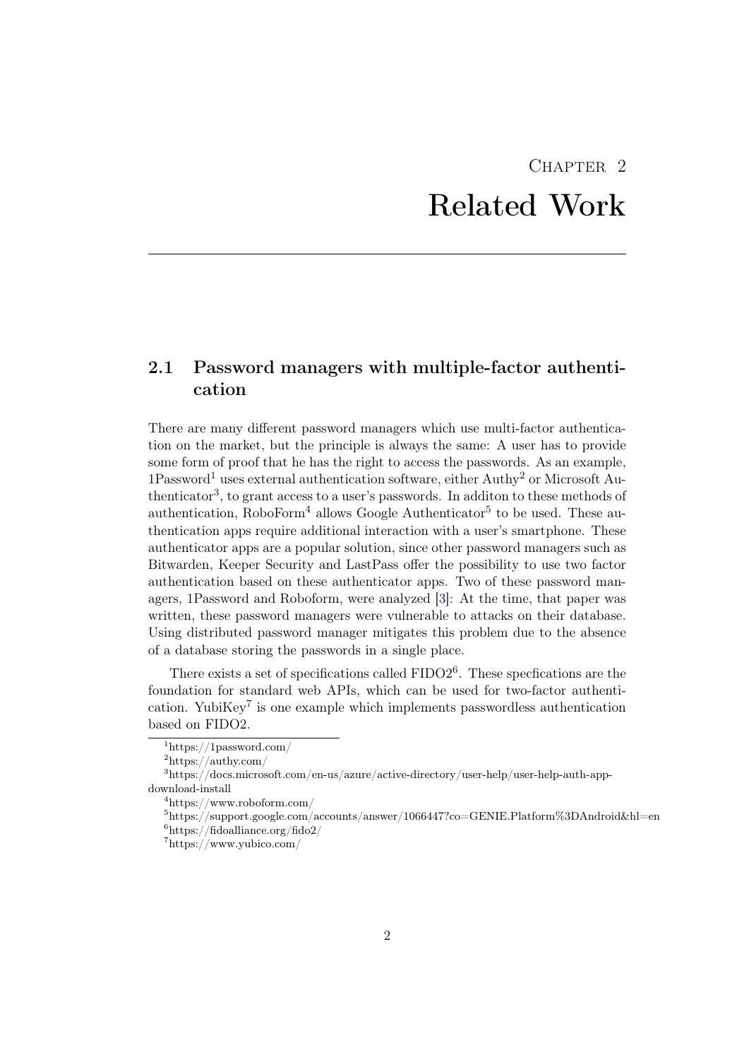# Chapter 2
# Related Work

## 2.1 Password managers with multiple-factor authentication

There are many different password managers which use multi-factor authentication on the market, but the principle is always the same: A user has to provide some form of proof that he has the right to access the passwords. As an example, 1Password[1] uses external authentication software, either Authy[2] or Microsoft Authenticator[3], to grant access to a user's passwords. In additon to these methods of authentication, RoboForm[4] allows Google Authenticator[5] to be used. These authentication apps require additional interaction with a user's smartphone. These authenticator apps are a popular solution, since other password managers such as Bitwarden, Keeper Security and LastPass offer the possibility to use two factor authentication based on these authenticator apps. Two of these password managers, 1Password and Roboform, were analyzed [3]: At the time, that paper was written, these password managers were vulnerable to attacks on their database. Using distributed password manager mitigates this problem due to the absence of a database storing the passwords in a single place.

There exists a set of specifications called FIDO2[6]. These specfications are the foundation for standard web APIs, which can be used for two-factor authentication. YubiKey[7] is one example which implements passwordless authentication based on FIDO2.

---

[1] https://1password.com/

[2] https://authy.com/

[3] https://docs.microsoft.com/en-us/azure/active-directory/user-help/user-help-auth-app-download-install

[4] https://www.roboform.com/

[5] https://support.google.com/accounts/answer/1066447?co=GENIE.Platform%3DAndroid&hl=en

[6] https://fidoalliance.org/fido2/

[7] https://www.yubico.com/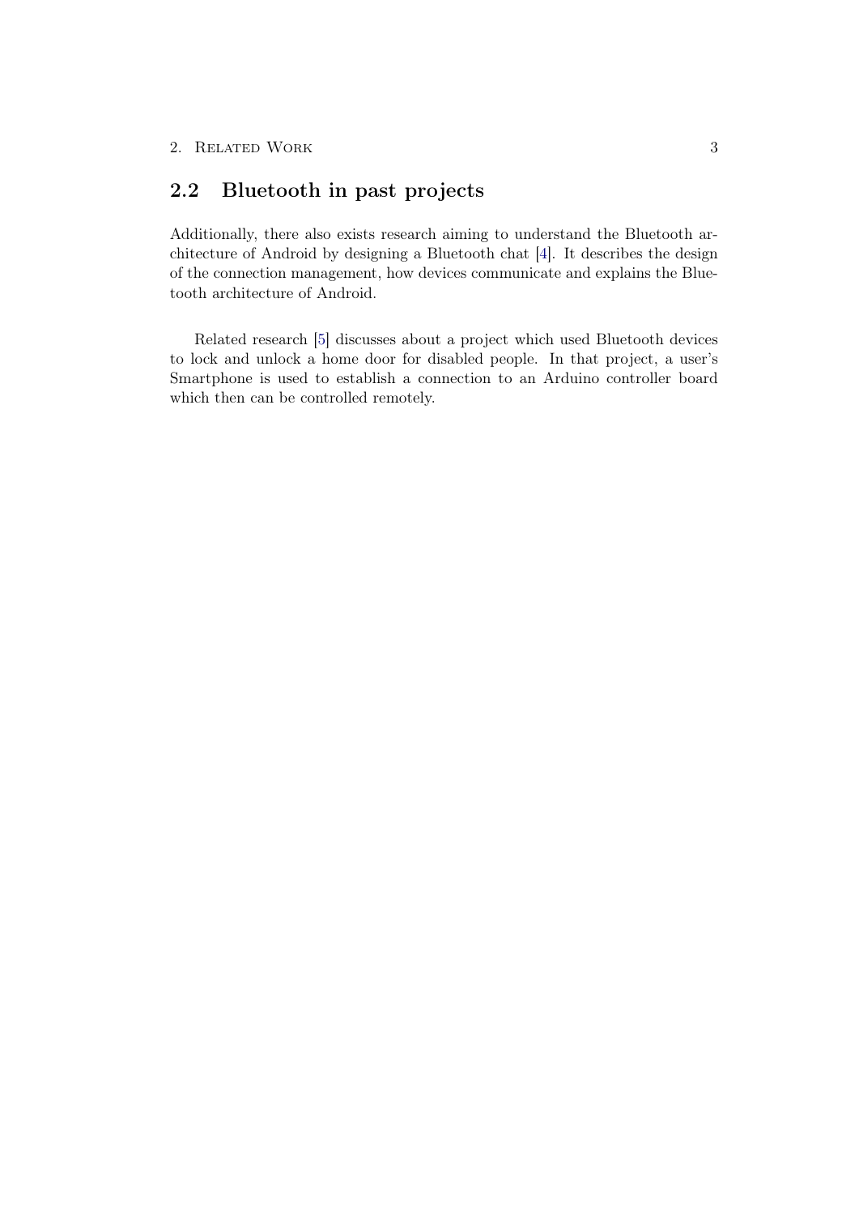## 2.2 Bluetooth in past projects

Additionally, there also exists research aiming to understand the Bluetooth architecture of Android by designing a Bluetooth chat [4]. It describes the design of the connection management, how devices communicate and explains the Bluetooth architecture of Android.

Related research [5] discusses about a project which used Bluetooth devices to lock and unlock a home door for disabled people. In that project, a user's Smartphone is used to establish a connection to an Arduino controller board which then can be controlled remotely.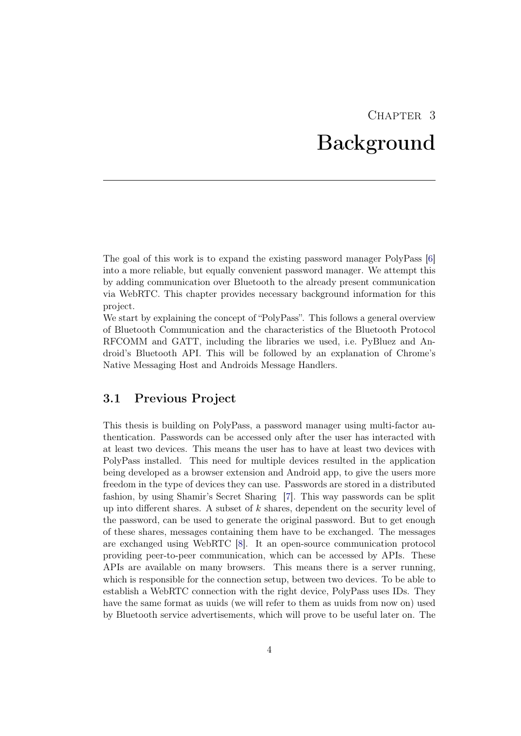# Chapter 3
# Background

The goal of this work is to expand the existing password manager PolyPass [6] into a more reliable, but equally convenient password manager. We attempt this by adding communication over Bluetooth to the already present communication via WebRTC. This chapter provides necessary background information for this project.
We start by explaining the concept of "PolyPass". This follows a general overview of Bluetooth Communication and the characteristics of the Bluetooth Protocol RFCOMM and GATT, including the libraries we used, i.e. PyBluez and Android's Bluetooth API. This will be followed by an explanation of Chrome's Native Messaging Host and Androids Message Handlers.

## 3.1 Previous Project

This thesis is building on PolyPass, a password manager using multi-factor authentication. Passwords can be accessed only after the user has interacted with at least two devices. This means the user has to have at least two devices with PolyPass installed. This need for multiple devices resulted in the application being developed as a browser extension and Android app, to give the users more freedom in the type of devices they can use. Passwords are stored in a distributed fashion, by using Shamir's Secret Sharing [7]. This way passwords can be split up into different shares. A subset of $k$ shares, dependent on the security level of the password, can be used to generate the original password. But to get enough of these shares, messages containing them have to be exchanged. The messages are exchanged using WebRTC [8]. It an open-source communication protocol providing peer-to-peer communication, which can be accessed by APIs. These APIs are available on many browsers. This means there is a server running, which is responsible for the connection setup, between two devices. To be able to establish a WebRTC connection with the right device, PolyPass uses IDs. They have the same format as uuids (we will refer to them as uuids from now on) used by Bluetooth service advertisements, which will prove to be useful later on. The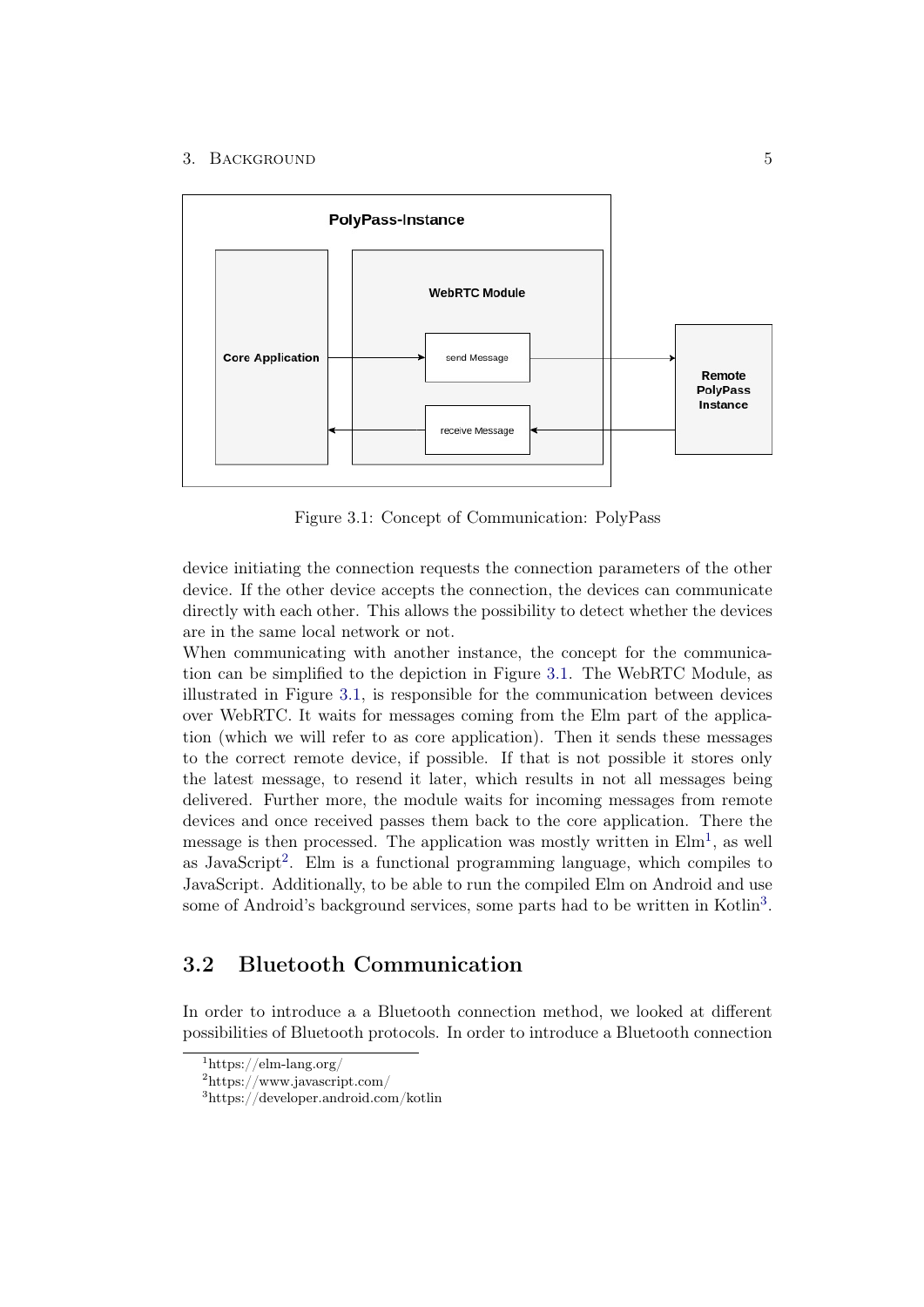Figure 3.1: Concept of Communication: PolyPass

device initiating the connection requests the connection parameters of the other device. If the other device accepts the connection, the devices can communicate directly with each other. This allows the possibility to detect whether the devices are in the same local network or not.

When communicating with another instance, the concept for the communication can be simplified to the depiction in Figure 3.1. The WebRTC Module, as illustrated in Figure 3.1, is responsible for the communication between devices over WebRTC. It waits for messages coming from the Elm part of the application (which we will refer to as core application). Then it sends these messages to the correct remote device, if possible. If that is not possible it stores only the latest message, to resend it later, which results in not all messages being delivered. Further more, the module waits for incoming messages from remote devices and once received passes them back to the core application. There the message is then processed. The application was mostly written in Elm[1], as well as JavaScript[2]. Elm is a functional programming language, which compiles to JavaScript. Additionally, to be able to run the compiled Elm on Android and use some of Android's background services, some parts had to be written in Kotlin[3].

## 3.2 Bluetooth Communication

In order to introduce a a Bluetooth connection method, we looked at different possibilities of Bluetooth protocols. In order to introduce a Bluetooth connection

[1]https://elm-lang.org/

[2]https://www.javascript.com/

[3]https://developer.android.com/kotlin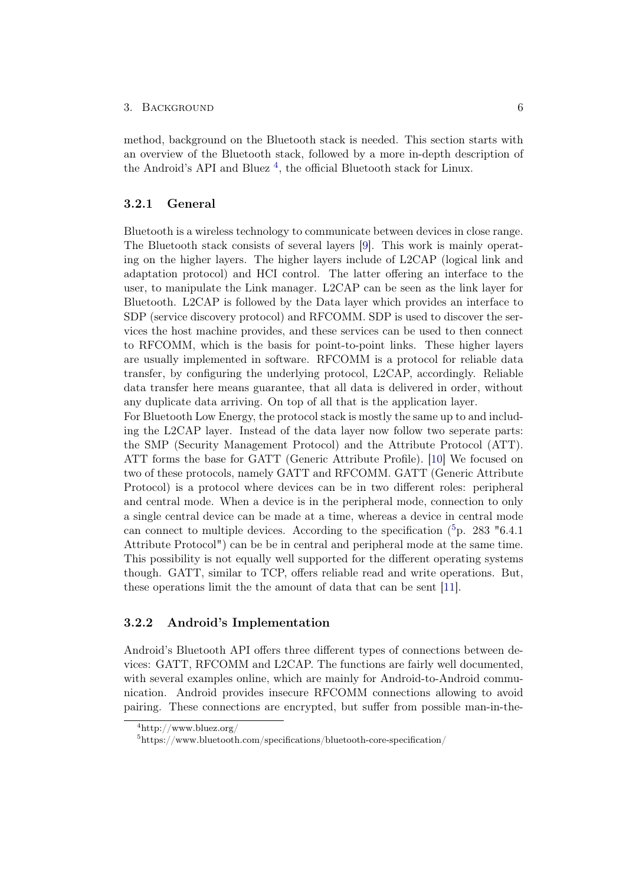method, background on the Bluetooth stack is needed. This section starts with an overview of the Bluetooth stack, followed by a more in-depth description of the Android's API and Bluez [4], the official Bluetooth stack for Linux.

### 3.2.1 General

Bluetooth is a wireless technology to communicate between devices in close range. The Bluetooth stack consists of several layers [9]. This work is mainly operating on the higher layers. The higher layers include of L2CAP (logical link and adaptation protocol) and HCI control. The latter offering an interface to the user, to manipulate the Link manager. L2CAP can be seen as the link layer for Bluetooth. L2CAP is followed by the Data layer which provides an interface to SDP (service discovery protocol) and RFCOMM. SDP is used to discover the services the host machine provides, and these services can be used to then connect to RFCOMM, which is the basis for point-to-point links. These higher layers are usually implemented in software. RFCOMM is a protocol for reliable data transfer, by configuring the underlying protocol, L2CAP, accordingly. Reliable data transfer here means guarantee, that all data is delivered in order, without any duplicate data arriving. On top of all that is the application layer.
For Bluetooth Low Energy, the protocol stack is mostly the same up to and including the L2CAP layer. Instead of the data layer now follow two seperate parts: the SMP (Security Management Protocol) and the Attribute Protocol (ATT). ATT forms the base for GATT (Generic Attribute Profile). [10] We focused on two of these protocols, namely GATT and RFCOMM. GATT (Generic Attribute Protocol) is a protocol where devices can be in two different roles: peripheral and central mode. When a device is in the peripheral mode, connection to only a single central device can be made at a time, whereas a device in central mode can connect to multiple devices. According to the specification ([5]p. 283 "6.4.1 Attribute Protocol") can be be in central and peripheral mode at the same time. This possibility is not equally well supported for the different operating systems though. GATT, similar to TCP, offers reliable read and write operations. But, these operations limit the the amount of data that can be sent [11].

### 3.2.2 Android's Implementation

Android's Bluetooth API offers three different types of connections between devices: GATT, RFCOMM and L2CAP. The functions are fairly well documented, with several examples online, which are mainly for Android-to-Android communication. Android provides insecure RFCOMM connections allowing to avoid pairing. These connections are encrypted, but suffer from possible man-in-the-

[4] http://www.bluez.org/

[5] https://www.bluetooth.com/specifications/bluetooth-core-specification/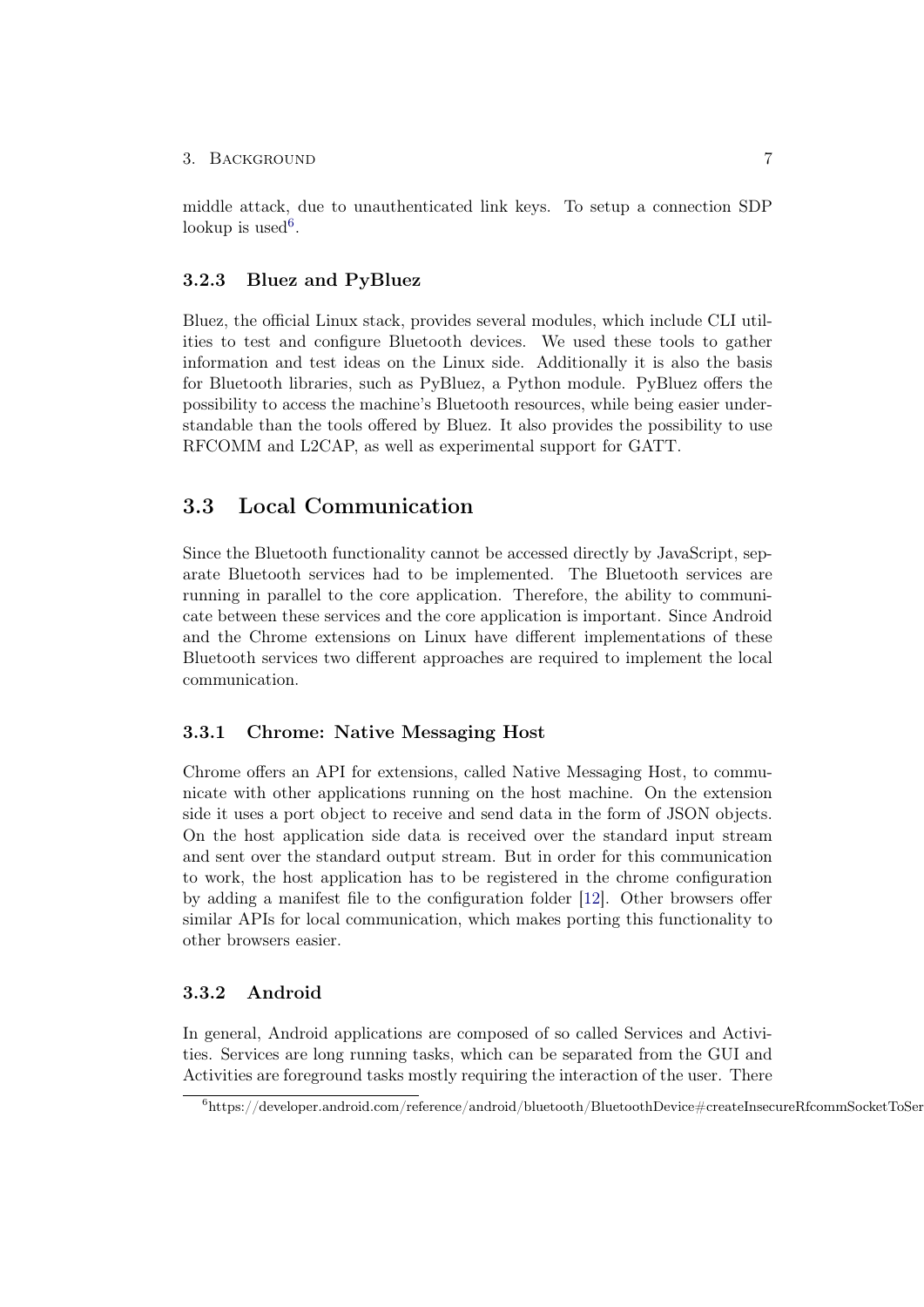middle attack, due to unauthenticated link keys. To setup a connection SDP lookup is used[6].

### 3.2.3 Bluez and PyBluez

Bluez, the official Linux stack, provides several modules, which include CLI utilities to test and configure Bluetooth devices. We used these tools to gather information and test ideas on the Linux side. Additionally it is also the basis for Bluetooth libraries, such as PyBluez, a Python module. PyBluez offers the possibility to access the machine's Bluetooth resources, while being easier understandable than the tools offered by Bluez. It also provides the possibility to use RFCOMM and L2CAP, as well as experimental support for GATT.

## 3.3 Local Communication

Since the Bluetooth functionality cannot be accessed directly by JavaScript, separate Bluetooth services had to be implemented. The Bluetooth services are running in parallel to the core application. Therefore, the ability to communicate between these services and the core application is important. Since Android and the Chrome extensions on Linux have different implementations of these Bluetooth services two different approaches are required to implement the local communication.

### 3.3.1 Chrome: Native Messaging Host

Chrome offers an API for extensions, called Native Messaging Host, to communicate with other applications running on the host machine. On the extension side it uses a port object to receive and send data in the form of JSON objects. On the host application side data is received over the standard input stream and sent over the standard output stream. But in order for this communication to work, the host application has to be registered in the chrome configuration by adding a manifest file to the configuration folder [12]. Other browsers offer similar APIs for local communication, which makes porting this functionality to other browsers easier.

### 3.3.2 Android

In general, Android applications are composed of so called Services and Activities. Services are long running tasks, which can be separated from the GUI and Activities are foreground tasks mostly requiring the interaction of the user. There

[6] https://developer.android.com/reference/android/bluetooth/BluetoothDevice#createInsecureRfcommSocketToSer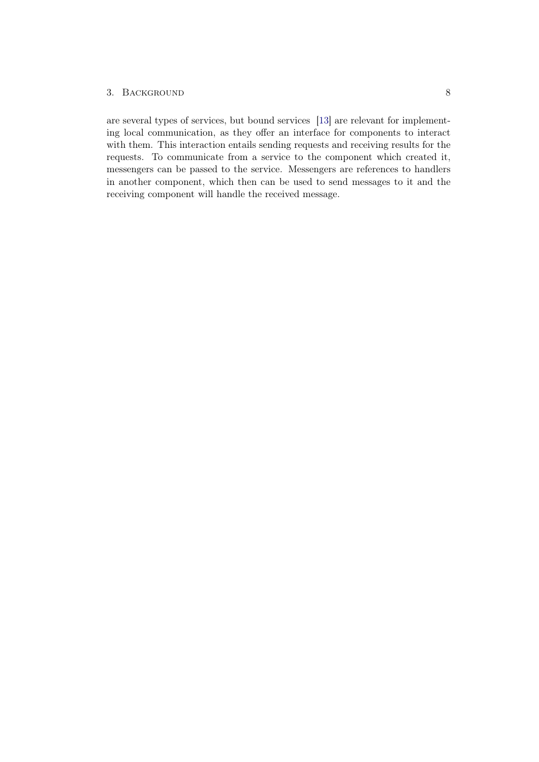are several types of services, but bound services [13] are relevant for implementing local communication, as they offer an interface for components to interact with them. This interaction entails sending requests and receiving results for the requests. To communicate from a service to the component which created it, messengers can be passed to the service. Messengers are references to handlers in another component, which then can be used to send messages to it and the receiving component will handle the received message.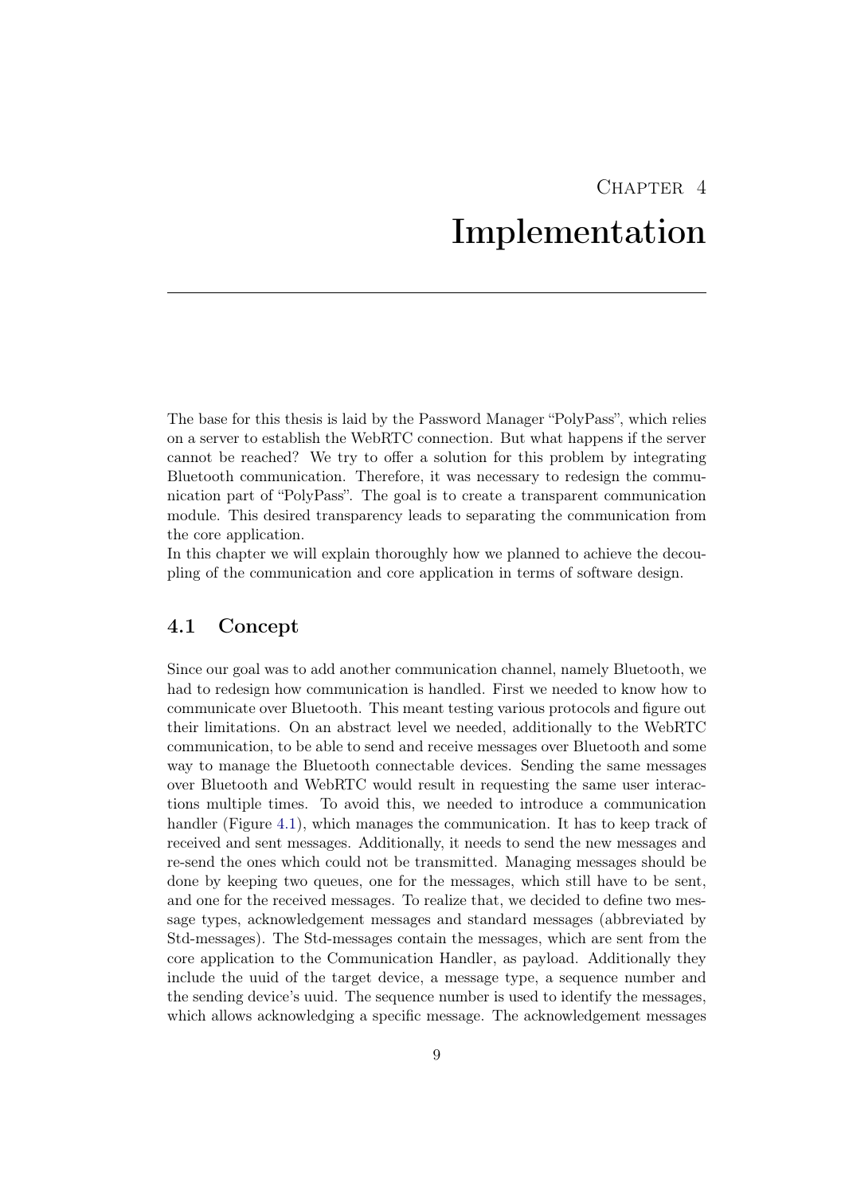# Chapter 4
# Implementation

The base for this thesis is laid by the Password Manager "PolyPass", which relies on a server to establish the WebRTC connection. But what happens if the server cannot be reached? We try to offer a solution for this problem by integrating Bluetooth communication. Therefore, it was necessary to redesign the communication part of "PolyPass". The goal is to create a transparent communication module. This desired transparency leads to separating the communication from the core application.
In this chapter we will explain thoroughly how we planned to achieve the decoupling of the communication and core application in terms of software design.

## 4.1 Concept

Since our goal was to add another communication channel, namely Bluetooth, we had to redesign how communication is handled. First we needed to know how to communicate over Bluetooth. This meant testing various protocols and figure out their limitations. On an abstract level we needed, additionally to the WebRTC communication, to be able to send and receive messages over Bluetooth and some way to manage the Bluetooth connectable devices. Sending the same messages over Bluetooth and WebRTC would result in requesting the same user interactions multiple times. To avoid this, we needed to introduce a communication handler (Figure 4.1), which manages the communication. It has to keep track of received and sent messages. Additionally, it needs to send the new messages and re-send the ones which could not be transmitted. Managing messages should be done by keeping two queues, one for the messages, which still have to be sent, and one for the received messages. To realize that, we decided to define two message types, acknowledgement messages and standard messages (abbreviated by Std-messages). The Std-messages contain the messages, which are sent from the core application to the Communication Handler, as payload. Additionally they include the uuid of the target device, a message type, a sequence number and the sending device's uuid. The sequence number is used to identify the messages, which allows acknowledging a specific message. The acknowledgement messages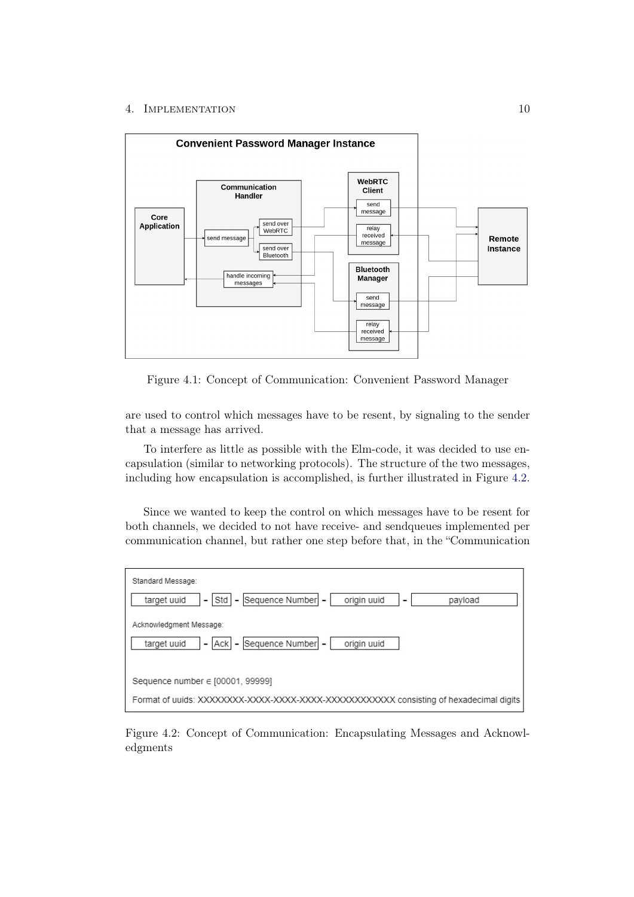Figure 4.1: Concept of Communication: Convenient Password Manager

are used to control which messages have to be resent, by signaling to the sender that a message has arrived.

To interfere as little as possible with the Elm-code, it was decided to use encapsulation (similar to networking protocols). The structure of the two messages, including how encapsulation is accomplished, is further illustrated in Figure 4.2.

Since we wanted to keep the control on which messages have to be resent for both channels, we decided to not have receive- and sendqueues implemented per communication channel, but rather one step before that, in the "Communication

Figure 4.2: Concept of Communication: Encapsulating Messages and Acknowledgments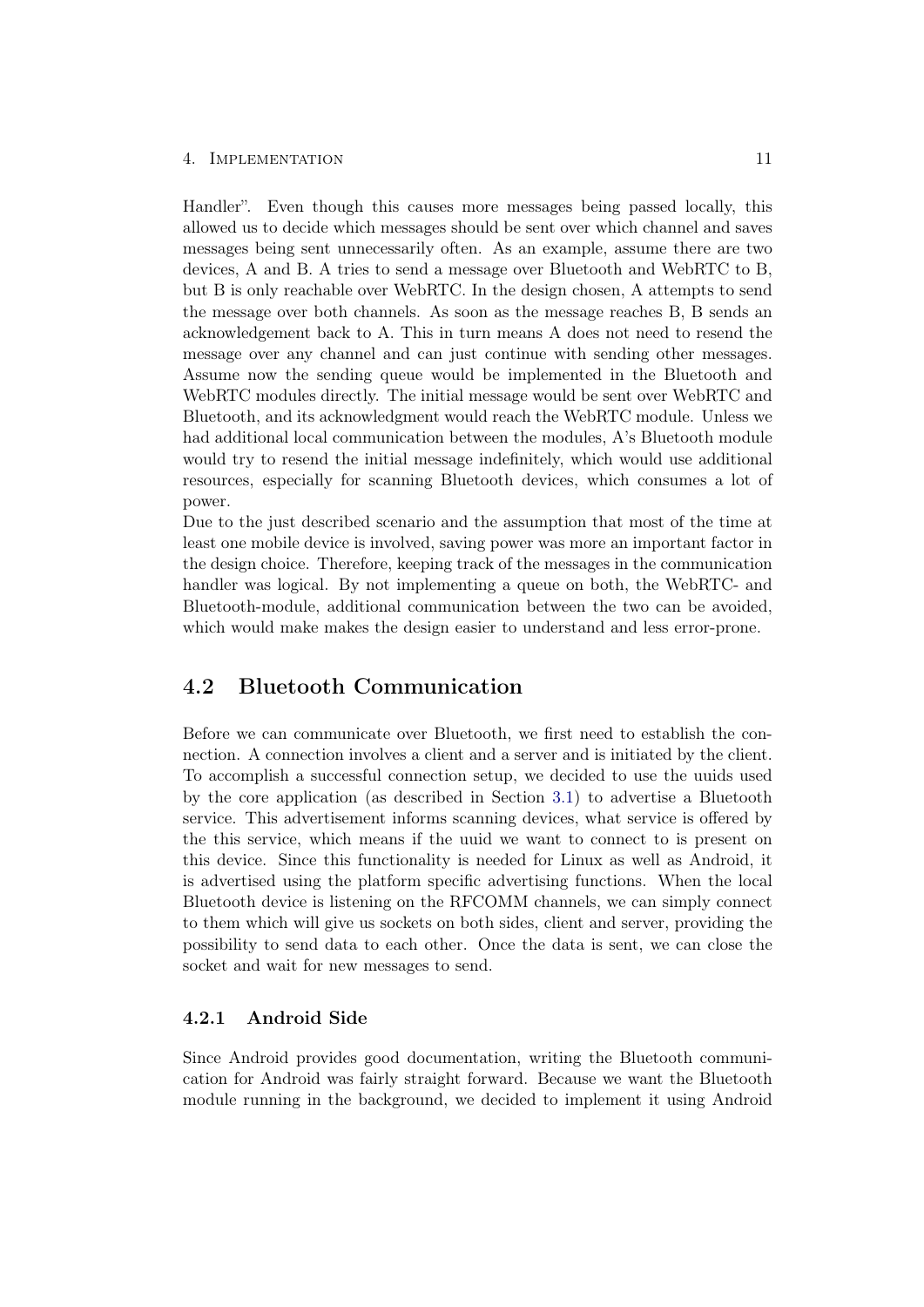Handler". Even though this causes more messages being passed locally, this allowed us to decide which messages should be sent over which channel and saves messages being sent unnecessarily often. As an example, assume there are two devices, A and B. A tries to send a message over Bluetooth and WebRTC to B, but B is only reachable over WebRTC. In the design chosen, A attempts to send the message over both channels. As soon as the message reaches B, B sends an acknowledgement back to A. This in turn means A does not need to resend the message over any channel and can just continue with sending other messages. Assume now the sending queue would be implemented in the Bluetooth and WebRTC modules directly. The initial message would be sent over WebRTC and Bluetooth, and its acknowledgment would reach the WebRTC module. Unless we had additional local communication between the modules, A's Bluetooth module would try to resend the initial message indefinitely, which would use additional resources, especially for scanning Bluetooth devices, which consumes a lot of power.

Due to the just described scenario and the assumption that most of the time at least one mobile device is involved, saving power was more an important factor in the design choice. Therefore, keeping track of the messages in the communication handler was logical. By not implementing a queue on both, the WebRTC- and Bluetooth-module, additional communication between the two can be avoided, which would make makes the design easier to understand and less error-prone.

## 4.2 Bluetooth Communication

Before we can communicate over Bluetooth, we first need to establish the connection. A connection involves a client and a server and is initiated by the client. To accomplish a successful connection setup, we decided to use the uuids used by the core application (as described in Section 3.1) to advertise a Bluetooth service. This advertisement informs scanning devices, what service is offered by the this service, which means if the uuid we want to connect to is present on this device. Since this functionality is needed for Linux as well as Android, it is advertised using the platform specific advertising functions. When the local Bluetooth device is listening on the RFCOMM channels, we can simply connect to them which will give us sockets on both sides, client and server, providing the possibility to send data to each other. Once the data is sent, we can close the socket and wait for new messages to send.

### 4.2.1 Android Side

Since Android provides good documentation, writing the Bluetooth communication for Android was fairly straight forward. Because we want the Bluetooth module running in the background, we decided to implement it using Android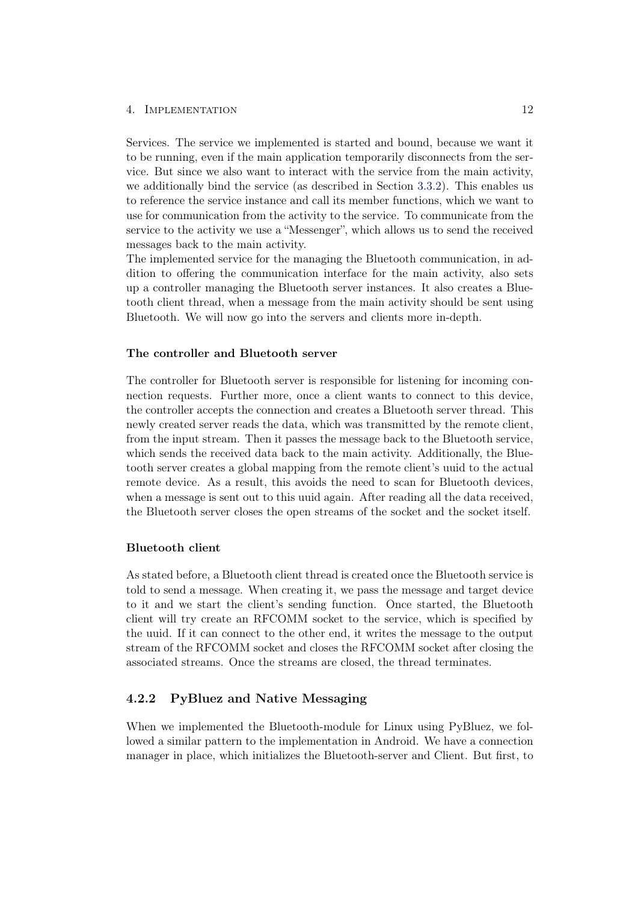Services. The service we implemented is started and bound, because we want it to be running, even if the main application temporarily disconnects from the service. But since we also want to interact with the service from the main activity, we additionally bind the service (as described in Section 3.3.2). This enables us to reference the service instance and call its member functions, which we want to use for communication from the activity to the service. To communicate from the service to the activity we use a “Messenger”, which allows us to send the received messages back to the main activity.

The implemented service for the managing the Bluetooth communication, in addition to offering the communication interface for the main activity, also sets up a controller managing the Bluetooth server instances. It also creates a Bluetooth client thread, when a message from the main activity should be sent using Bluetooth. We will now go into the servers and clients more in-depth.

#### The controller and Bluetooth server

The controller for Bluetooth server is responsible for listening for incoming connection requests. Further more, once a client wants to connect to this device, the controller accepts the connection and creates a Bluetooth server thread. This newly created server reads the data, which was transmitted by the remote client, from the input stream. Then it passes the message back to the Bluetooth service, which sends the received data back to the main activity. Additionally, the Bluetooth server creates a global mapping from the remote client’s uuid to the actual remote device. As a result, this avoids the need to scan for Bluetooth devices, when a message is sent out to this uuid again. After reading all the data received, the Bluetooth server closes the open streams of the socket and the socket itself.

#### Bluetooth client

As stated before, a Bluetooth client thread is created once the Bluetooth service is told to send a message. When creating it, we pass the message and target device to it and we start the client’s sending function. Once started, the Bluetooth client will try create an RFCOMM socket to the service, which is specified by the uuid. If it can connect to the other end, it writes the message to the output stream of the RFCOMM socket and closes the RFCOMM socket after closing the associated streams. Once the streams are closed, the thread terminates.

### 4.2.2 PyBluez and Native Messaging

When we implemented the Bluetooth-module for Linux using PyBluez, we followed a similar pattern to the implementation in Android. We have a connection manager in place, which initializes the Bluetooth-server and Client. But first, to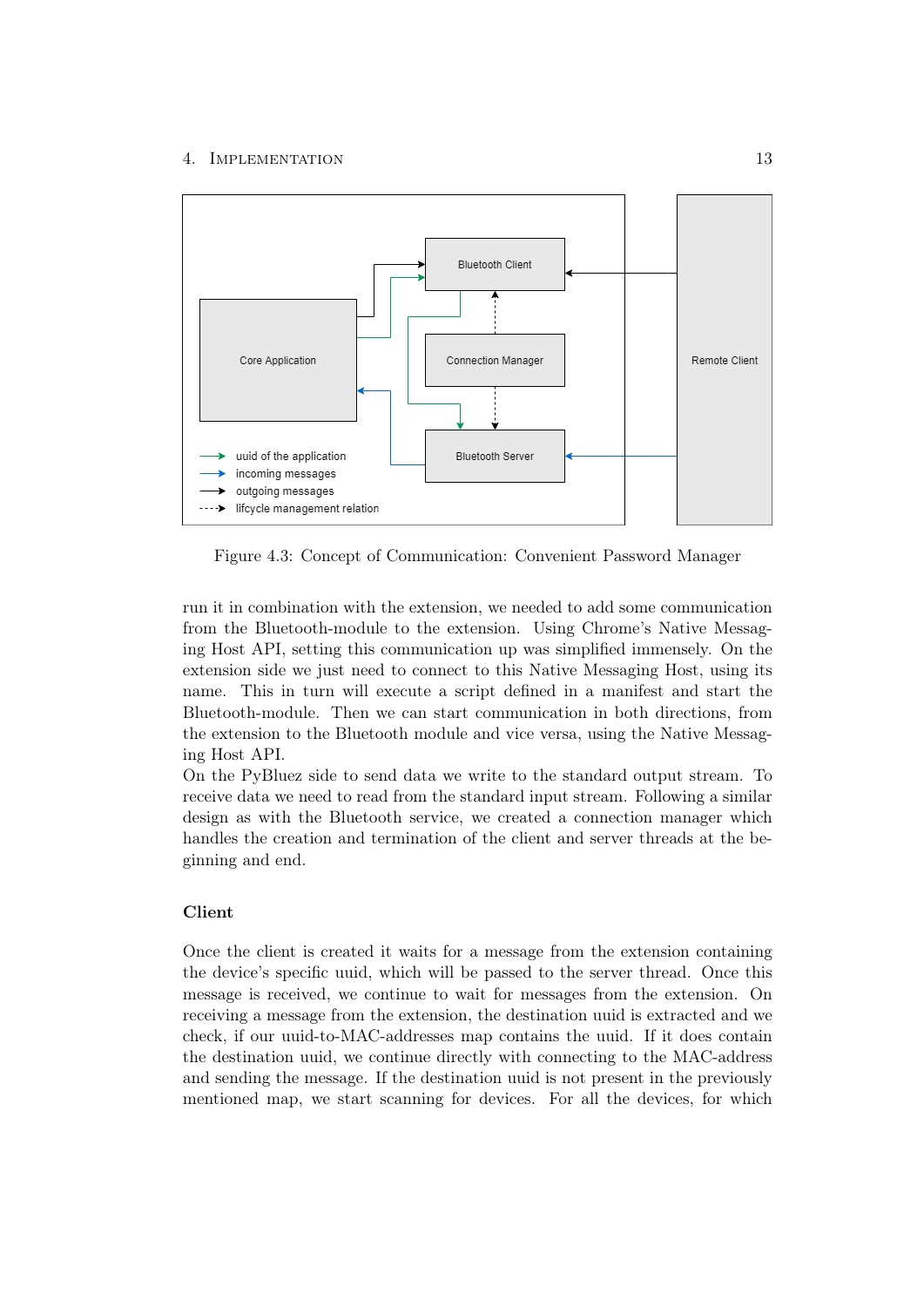Figure 4.3: Concept of Communication: Convenient Password Manager

run it in combination with the extension, we needed to add some communication from the Bluetooth-module to the extension. Using Chrome's Native Messaging Host API, setting this communication up was simplified immensely. On the extension side we just need to connect to this Native Messaging Host, using its name. This in turn will execute a script defined in a manifest and start the Bluetooth-module. Then we can start communication in both directions, from the extension to the Bluetooth module and vice versa, using the Native Messaging Host API.
On the PyBluez side to send data we write to the standard output stream. To receive data we need to read from the standard input stream. Following a similar design as with the Bluetooth service, we created a connection manager which handles the creation and termination of the client and server threads at the beginning and end.

### Client

Once the client is created it waits for a message from the extension containing the device's specific uuid, which will be passed to the server thread. Once this message is received, we continue to wait for messages from the extension. On receiving a message from the extension, the destination uuid is extracted and we check, if our uuid-to-MAC-addresses map contains the uuid. If it does contain the destination uuid, we continue directly with connecting to the MAC-address and sending the message. If the destination uuid is not present in the previously mentioned map, we start scanning for devices. For all the devices, for which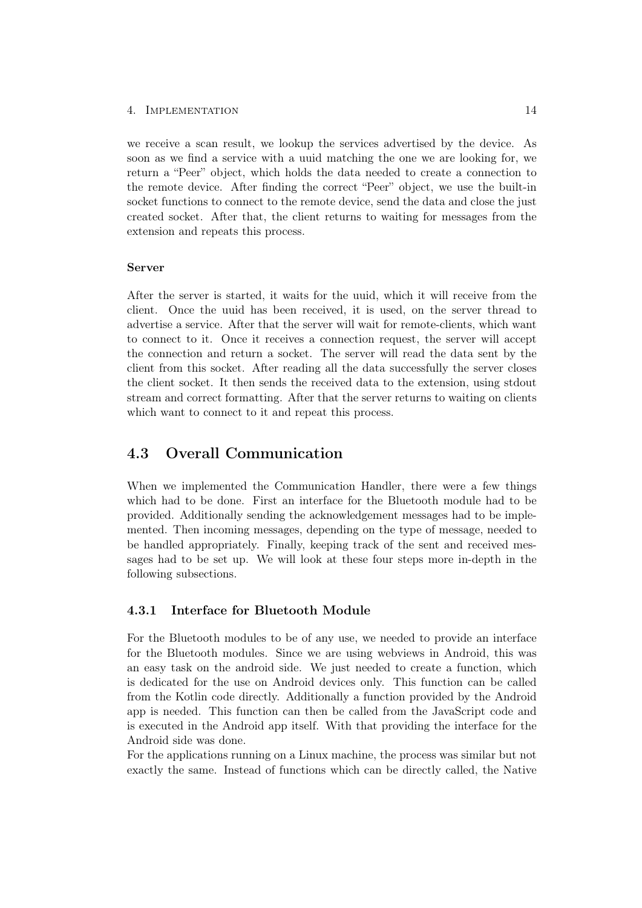we receive a scan result, we lookup the services advertised by the device. As soon as we find a service with a uuid matching the one we are looking for, we return a "Peer" object, which holds the data needed to create a connection to the remote device. After finding the correct "Peer" object, we use the built-in socket functions to connect to the remote device, send the data and close the just created socket. After that, the client returns to waiting for messages from the extension and repeats this process.

#### Server

After the server is started, it waits for the uuid, which it will receive from the client. Once the uuid has been received, it is used, on the server thread to advertise a service. After that the server will wait for remote-clients, which want to connect to it. Once it receives a connection request, the server will accept the connection and return a socket. The server will read the data sent by the client from this socket. After reading all the data successfully the server closes the client socket. It then sends the received data to the extension, using stdout stream and correct formatting. After that the server returns to waiting on clients which want to connect to it and repeat this process.

## 4.3 Overall Communication

When we implemented the Communication Handler, there were a few things which had to be done. First an interface for the Bluetooth module had to be provided. Additionally sending the acknowledgement messages had to be implemented. Then incoming messages, depending on the type of message, needed to be handled appropriately. Finally, keeping track of the sent and received messages had to be set up. We will look at these four steps more in-depth in the following subsections.

### 4.3.1 Interface for Bluetooth Module

For the Bluetooth modules to be of any use, we needed to provide an interface for the Bluetooth modules. Since we are using webviews in Android, this was an easy task on the android side. We just needed to create a function, which is dedicated for the use on Android devices only. This function can be called from the Kotlin code directly. Additionally a function provided by the Android app is needed. This function can then be called from the JavaScript code and is executed in the Android app itself. With that providing the interface for the Android side was done.

For the applications running on a Linux machine, the process was similar but not exactly the same. Instead of functions which can be directly called, the Native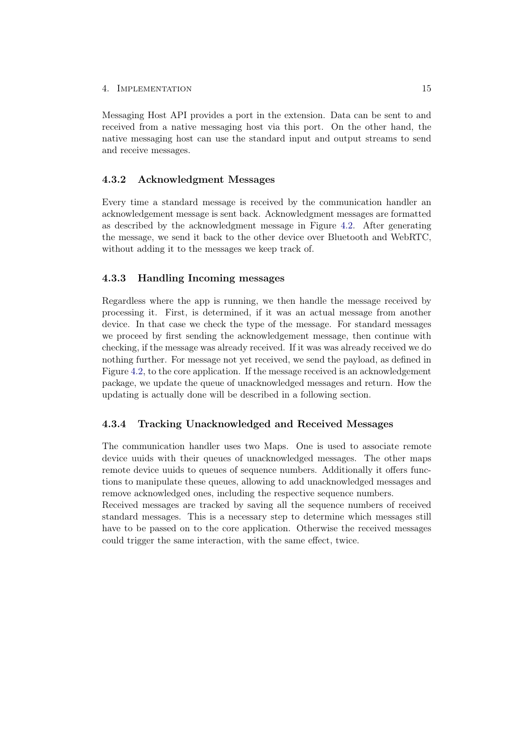Messaging Host API provides a port in the extension. Data can be sent to and received from a native messaging host via this port. On the other hand, the native messaging host can use the standard input and output streams to send and receive messages.

### 4.3.2 Acknowledgment Messages

Every time a standard message is received by the communication handler an acknowledgement message is sent back. Acknowledgment messages are formatted as described by the acknowledgment message in Figure 4.2. After generating the message, we send it back to the other device over Bluetooth and WebRTC, without adding it to the messages we keep track of.

### 4.3.3 Handling Incoming messages

Regardless where the app is running, we then handle the message received by processing it. First, is determined, if it was an actual message from another device. In that case we check the type of the message. For standard messages we proceed by first sending the acknowledgement message, then continue with checking, if the message was already received. If it was was already received we do nothing further. For message not yet received, we send the payload, as defined in Figure 4.2, to the core application. If the message received is an acknowledgement package, we update the queue of unacknowledged messages and return. How the updating is actually done will be described in a following section.

### 4.3.4 Tracking Unacknowledged and Received Messages

The communication handler uses two Maps. One is used to associate remote device uuids with their queues of unacknowledged messages. The other maps remote device uuids to queues of sequence numbers. Additionally it offers functions to manipulate these queues, allowing to add unacknowledged messages and remove acknowledged ones, including the respective sequence numbers.
Received messages are tracked by saving all the sequence numbers of received standard messages. This is a necessary step to determine which messages still have to be passed on to the core application. Otherwise the received messages could trigger the same interaction, with the same effect, twice.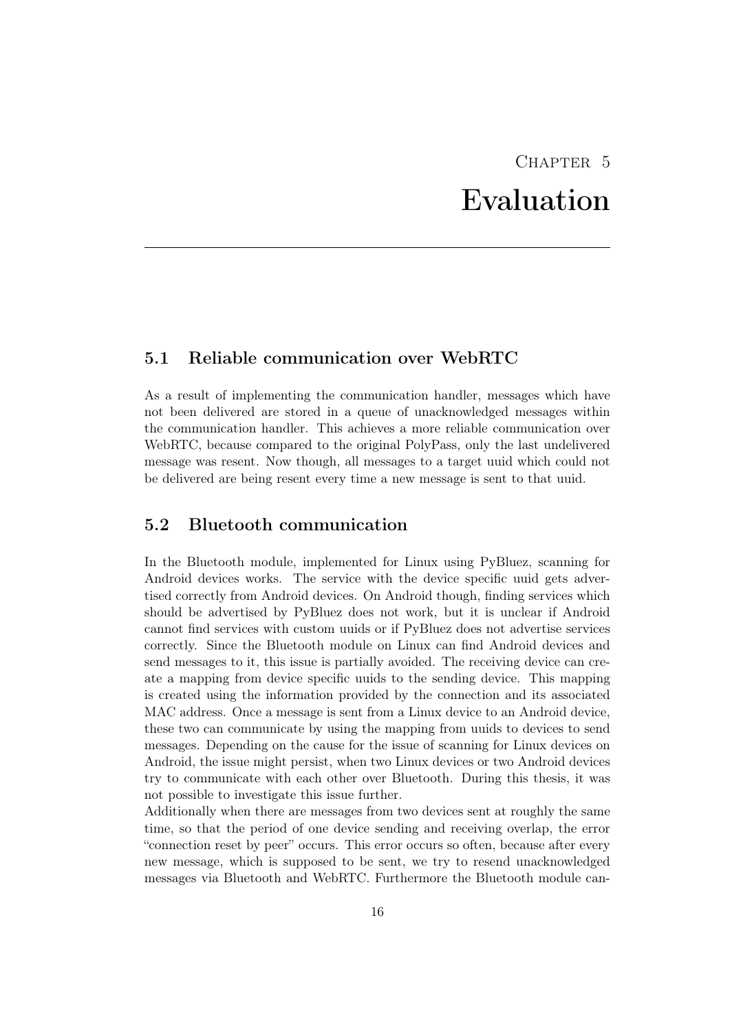# Chapter 5
# Evaluation

## 5.1 Reliable communication over WebRTC

As a result of implementing the communication handler, messages which have not been delivered are stored in a queue of unacknowledged messages within the communication handler. This achieves a more reliable communication over WebRTC, because compared to the original PolyPass, only the last undelivered message was resent. Now though, all messages to a target uuid which could not be delivered are being resent every time a new message is sent to that uuid.

## 5.2 Bluetooth communication

In the Bluetooth module, implemented for Linux using PyBluez, scanning for Android devices works. The service with the device specific uuid gets advertised correctly from Android devices. On Android though, finding services which should be advertised by PyBluez does not work, but it is unclear if Android cannot find services with custom uuids or if PyBluez does not advertise services correctly. Since the Bluetooth module on Linux can find Android devices and send messages to it, this issue is partially avoided. The receiving device can create a mapping from device specific uuids to the sending device. This mapping is created using the information provided by the connection and its associated MAC address. Once a message is sent from a Linux device to an Android device, these two can communicate by using the mapping from uuids to devices to send messages. Depending on the cause for the issue of scanning for Linux devices on Android, the issue might persist, when two Linux devices or two Android devices try to communicate with each other over Bluetooth. During this thesis, it was not possible to investigate this issue further.
Additionally when there are messages from two devices sent at roughly the same time, so that the period of one device sending and receiving overlap, the error "connection reset by peer" occurs. This error occurs so often, because after every new message, which is supposed to be sent, we try to resend unacknowledged messages via Bluetooth and WebRTC. Furthermore the Bluetooth module can-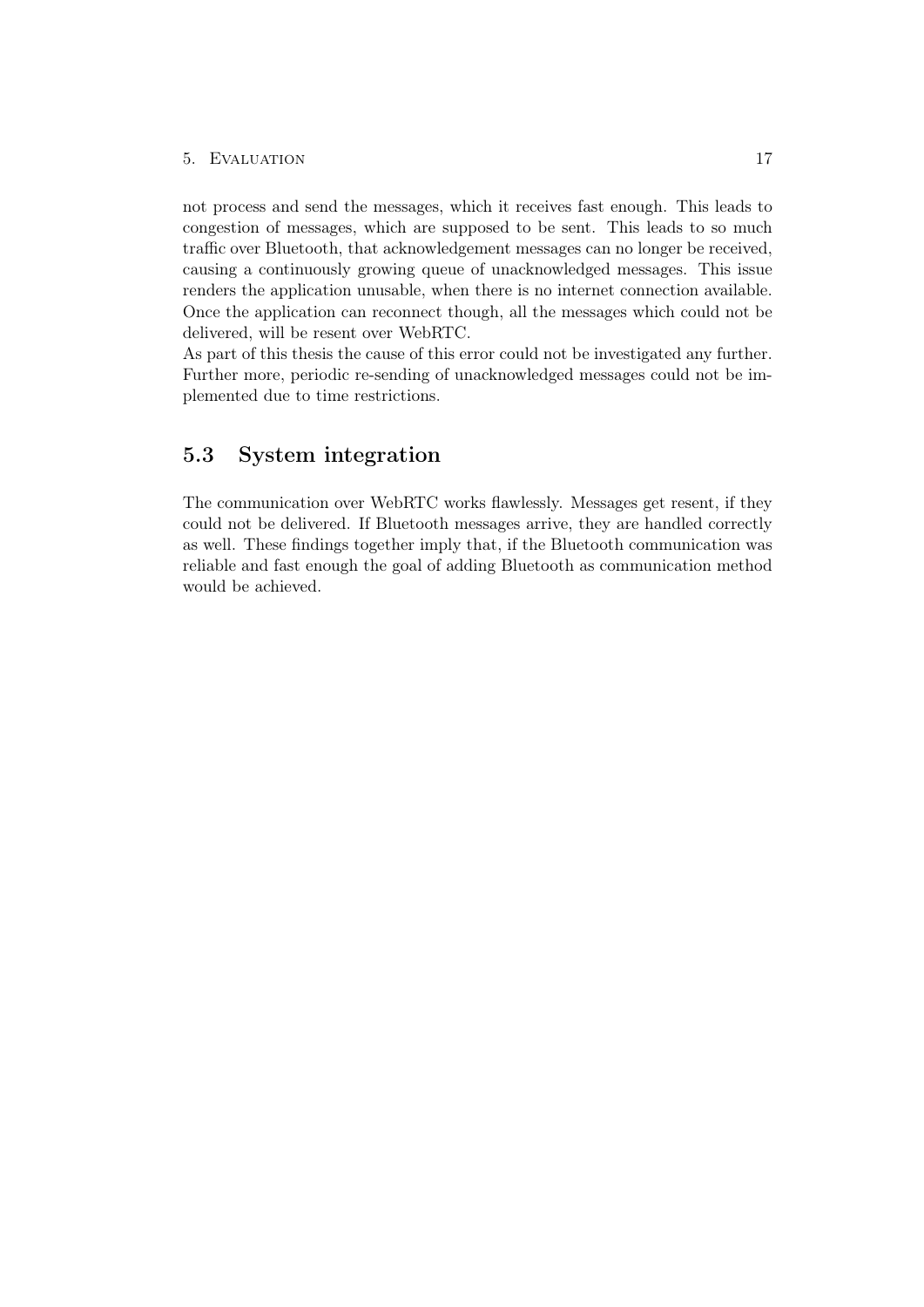not process and send the messages, which it receives fast enough. This leads to congestion of messages, which are supposed to be sent. This leads to so much traffic over Bluetooth, that acknowledgement messages can no longer be received, causing a continuously growing queue of unacknowledged messages. This issue renders the application unusable, when there is no internet connection available. Once the application can reconnect though, all the messages which could not be delivered, will be resent over WebRTC.
As part of this thesis the cause of this error could not be investigated any further. Further more, periodic re-sending of unacknowledged messages could not be implemented due to time restrictions.

## 5.3 System integration

The communication over WebRTC works flawlessly. Messages get resent, if they could not be delivered. If Bluetooth messages arrive, they are handled correctly as well. These findings together imply that, if the Bluetooth communication was reliable and fast enough the goal of adding Bluetooth as communication method would be achieved.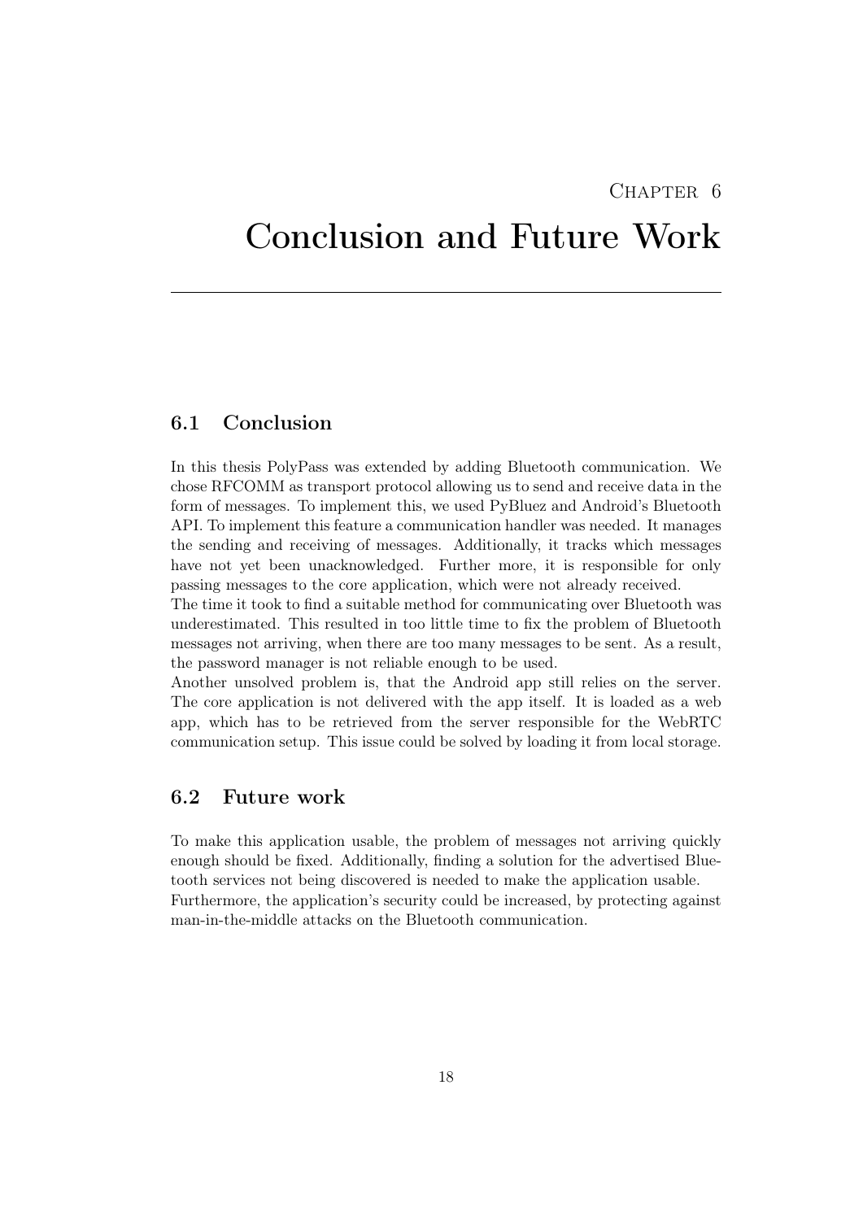# Chapter 6
# Conclusion and Future Work

## 6.1 Conclusion

In this thesis PolyPass was extended by adding Bluetooth communication. We chose RFCOMM as transport protocol allowing us to send and receive data in the form of messages. To implement this, we used PyBluez and Android's Bluetooth API. To implement this feature a communication handler was needed. It manages the sending and receiving of messages. Additionally, it tracks which messages have not yet been unacknowledged. Further more, it is responsible for only passing messages to the core application, which were not already received.
The time it took to find a suitable method for communicating over Bluetooth was underestimated. This resulted in too little time to fix the problem of Bluetooth messages not arriving, when there are too many messages to be sent. As a result, the password manager is not reliable enough to be used.
Another unsolved problem is, that the Android app still relies on the server. The core application is not delivered with the app itself. It is loaded as a web app, which has to be retrieved from the server responsible for the WebRTC communication setup. This issue could be solved by loading it from local storage.

## 6.2 Future work

To make this application usable, the problem of messages not arriving quickly enough should be fixed. Additionally, finding a solution for the advertised Bluetooth services not being discovered is needed to make the application usable.
Furthermore, the application's security could be increased, by protecting against man-in-the-middle attacks on the Bluetooth communication.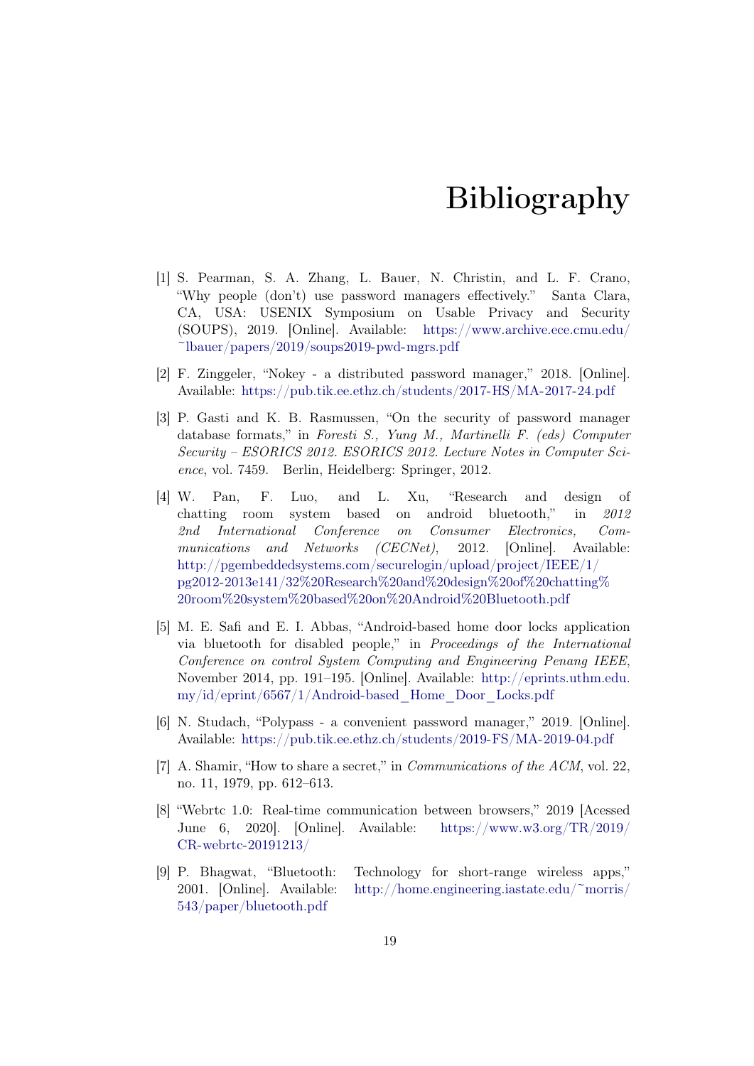# Bibliography

[1] S. Pearman, S. A. Zhang, L. Bauer, N. Christin, and L. F. Crano, "Why people (don't) use password managers effectively." Santa Clara, CA, USA: USENIX Symposium on Usable Privacy and Security (SOUPS), 2019. [Online]. Available: https://www.archive.ece.cmu.edu/~lbauer/papers/2019/soups2019-pwd-mgrs.pdf

[2] F. Zinggeler, "Nokey - a distributed password manager," 2018. [Online]. Available: https://pub.tik.ee.ethz.ch/students/2017-HS/MA-2017-24.pdf

[3] P. Gasti and K. B. Rasmussen, "On the security of password manager database formats," in *Foresti S., Yung M., Martinelli F. (eds) Computer Security – ESORICS 2012. ESORICS 2012. Lecture Notes in Computer Science*, vol. 7459. Berlin, Heidelberg: Springer, 2012.

[4] W. Pan, F. Luo, and L. Xu, "Research and design of chatting room system based on android bluetooth," in *2012 2nd International Conference on Consumer Electronics, Communications and Networks (CECNet)*, 2012. [Online]. Available: http://pgembeddedsystems.com/securelogin/upload/project/IEEE/1/pg2012-2013e141/32%20Research%20and%20design%20of%20chatting%20room%20system%20based%20on%20Android%20Bluetooth.pdf

[5] M. E. Safi and E. I. Abbas, "Android-based home door locks application via bluetooth for disabled people," in *Proceedings of the International Conference on control System Computing and Engineering Penang IEEE*, November 2014, pp. 191–195. [Online]. Available: http://eprints.uthm.edu.my/id/eprint/6567/1/Android-based_Home_Door_Locks.pdf

[6] N. Studach, "Polypass - a convenient password manager," 2019. [Online]. Available: https://pub.tik.ee.ethz.ch/students/2019-FS/MA-2019-04.pdf

[7] A. Shamir, "How to share a secret," in *Communications of the ACM*, vol. 22, no. 11, 1979, pp. 612–613.

[8] "Webrtc 1.0: Real-time communication between browsers," 2019 [Acessed June 6, 2020]. [Online]. Available: https://www.w3.org/TR/2019/CR-webrtc-20191213/

[9] P. Bhagwat, "Bluetooth: Technology for short-range wireless apps," 2001. [Online]. Available: http://home.engineering.iastate.edu/~morris/543/paper/bluetooth.pdf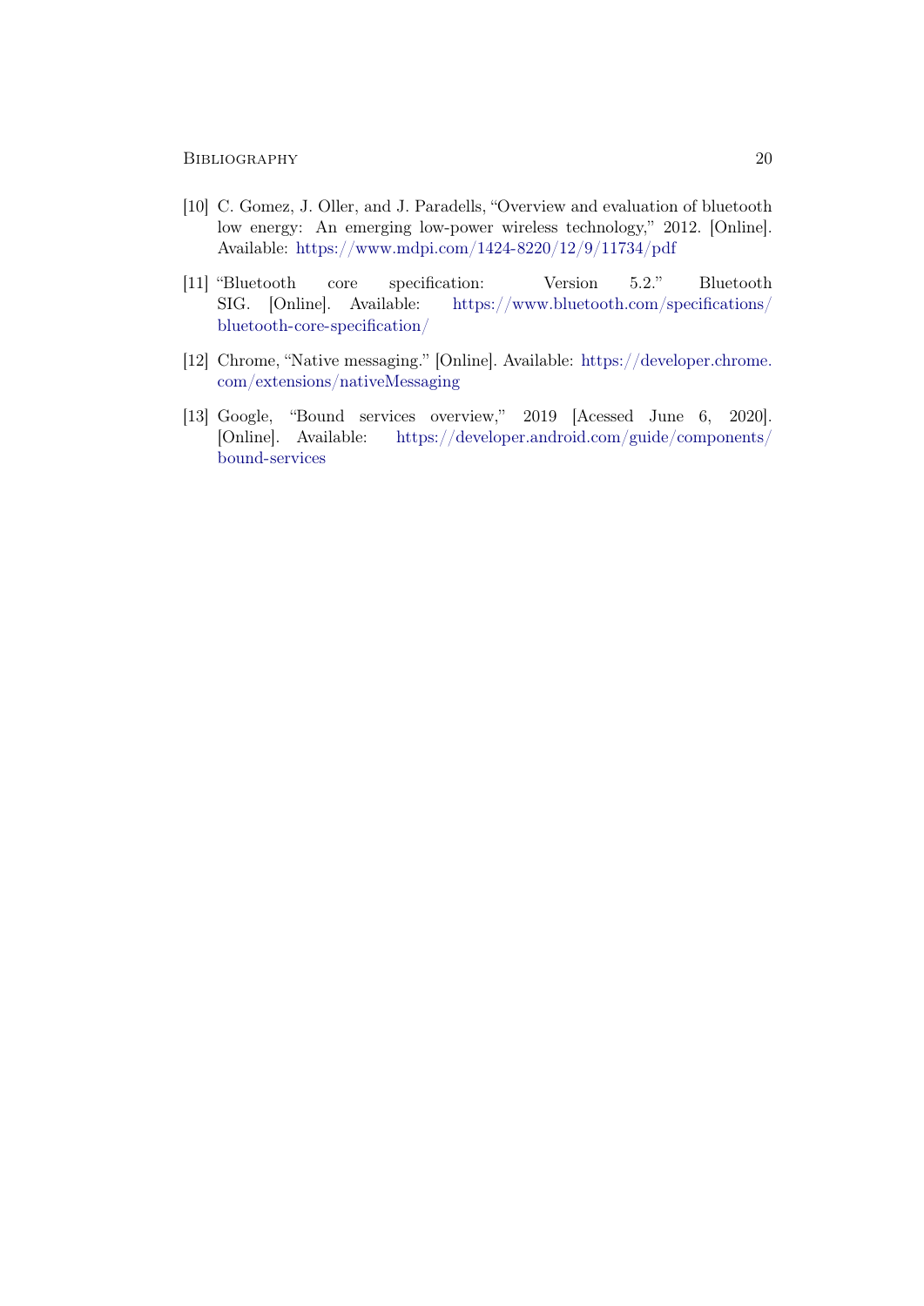[10] C. Gomez, J. Oller, and J. Paradells, "Overview and evaluation of bluetooth low energy: An emerging low-power wireless technology," 2012. [Online]. Available: https://www.mdpi.com/1424-8220/12/9/11734/pdf

[11] "Bluetooth core specification: Version 5.2." Bluetooth SIG. [Online]. Available: https://www.bluetooth.com/specifications/bluetooth-core-specification/

[12] Chrome, "Native messaging." [Online]. Available: https://developer.chrome.com/extensions/nativeMessaging

[13] Google, "Bound services overview," 2019 [Acessed June 6, 2020]. [Online]. Available: https://developer.android.com/guide/components/bound-services